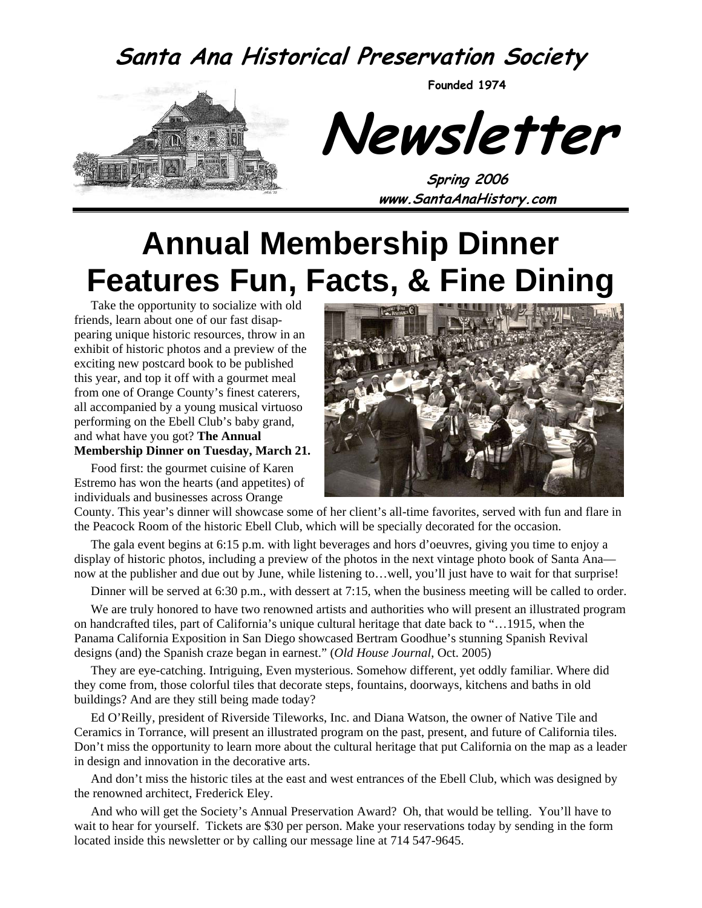# Santa Ana Historical Preservation Society

**Founded 1974**

# Newsletter

**Spring 2006**

**www.SantaAnaHistory.com**

# Annual Membership Dinner Features Fun, Facts, & Fine Dining

Take the opportunity to socialize with old friends, learn about one of our fast disappearing unique historic resources, throw in an exhibit of historic photos and a preview of the exciting new postcard book to be published this year, and top it off with a gourmet meal from one of Orange County's finest caterers, all accompanied by a young musical virtuoso performing on the Ebell Club's baby grand, and what have you got? **The Annual Membership Dinner on Tuesday, March 21.**

Food first: the gourmet cuisine of Karen Estremo has won the hearts (and appetites) of individuals and businesses across Orange County. This year's dinner will showcase some of her client's all-time favorites, served with fun and flare in the Peacock Room of the historic Ebell Club, which will be specially decorated for the occasion.

The gala event begins at 6:15 p.m. with light beverages and hors d'oeuvres, giving you time to enjoy a display of historic photos, including a preview of the photos in the next vintage photo book of Santa Ana—now at the publisher and due out by June, while listening to…well, you'll just have to wait for that surprise!

Dinner will be served at 6:30 p.m., with dessert at 7:15, when the business meeting will be called to order.

We are truly honored to have two renowned artists and authorities who will present an illustrated program on handcrafted tiles, part of California's unique cultural heritage that date back to "…1915, when the Panama California Exposition in San Diego showcased Bertram Goodhue's stunning Spanish Revival designs (and) the Spanish craze began in earnest." (*Old House Journal*, Oct. 2005)

They are eye-catching. Intriguing, Even mysterious. Somehow different, yet oddly familiar. Where did they come from, those colorful tiles that decorate steps, fountains, doorways, kitchens and baths in old buildings? And are they still being made today?

Ed O'Reilly, president of Riverside Tileworks, Inc. and Diana Watson, the owner of Native Tile and Ceramics in Torrance, will present an illustrated program on the past, present, and future of California tiles. Don't miss the opportunity to learn more about the cultural heritage that put California on the map as a leader in design and innovation in the decorative arts.

And don't miss the historic tiles at the east and west entrances of the Ebell Club, which was designed by the renowned architect, Frederick Eley.

And who will get the Society's Annual Preservation Award? Oh, that would be telling. You'll have to wait to hear for yourself. Tickets are $30 per person. Make your reservations today by sending in the form located inside this newsletter or by calling our message line at 714 547-9645.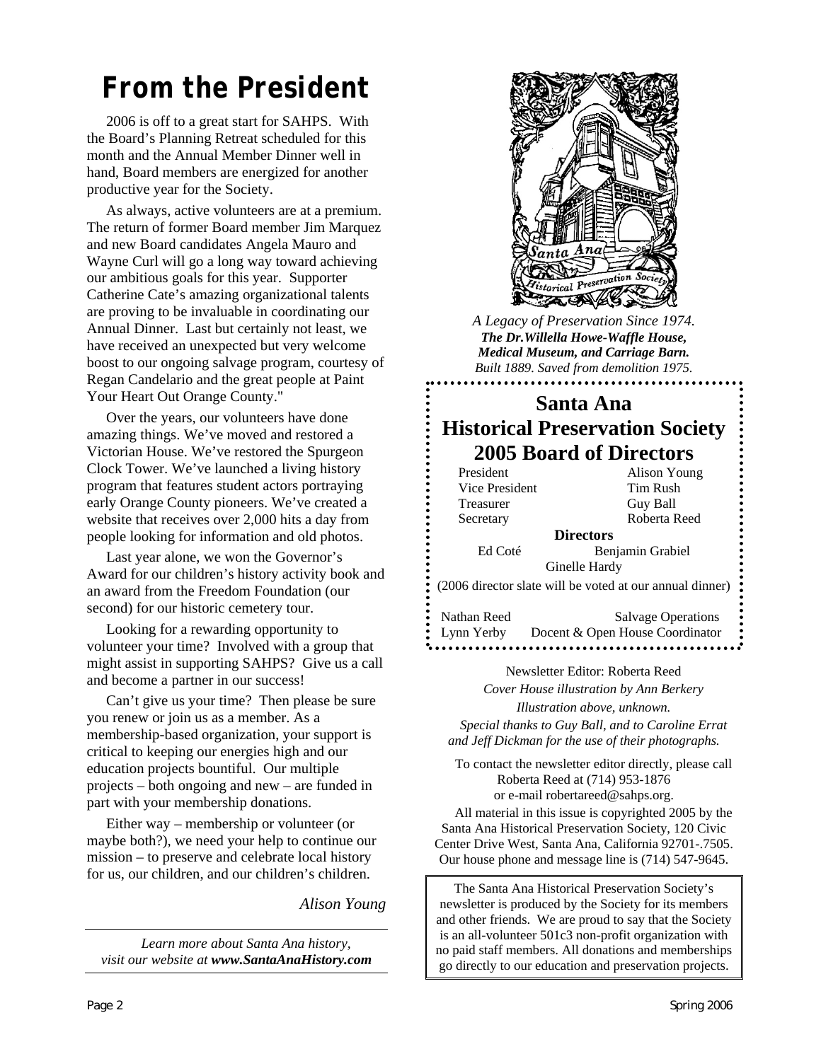# From the President

2006 is off to a great start for SAHPS. With the Board's Planning Retreat scheduled for this month and the Annual Member Dinner well in hand, Board members are energized for another productive year for the Society.

As always, active volunteers are at a premium. The return of former Board member Jim Marquez and new Board candidates Angela Mauro and Wayne Curl will go a long way toward achieving our ambitious goals for this year. Supporter Catherine Cate's amazing organizational talents are proving to be invaluable in coordinating our Annual Dinner. Last but certainly not least, we have received an unexpected but very welcome boost to our ongoing salvage program, courtesy of Regan Candelario and the great people at Paint Your Heart Out Orange County."

Over the years, our volunteers have done amazing things. We've moved and restored a Victorian House. We've restored the Spurgeon Clock Tower. We've launched a living history program that features student actors portraying early Orange County pioneers. We've created a website that receives over 2,000 hits a day from people looking for information and old photos.

Last year alone, we won the Governor's Award for our children's history activity book and an award from the Freedom Foundation (our second) for our historic cemetery tour.

Looking for a rewarding opportunity to volunteer your time? Involved with a group that might assist in supporting SAHPS? Give us a call and become a partner in our success!

Can't give us your time? Then please be sure you renew or join us as a member. As a membership-based organization, your support is critical to keeping our energies high and our education projects bountiful. Our multiple projects – both ongoing and new – are funded in part with your membership donations.

Either way – membership or volunteer (or maybe both?), we need your help to continue our mission – to preserve and celebrate local history for us, our children, and our children's children.

*Alison Young*

---

*Learn more about Santa Ana history, visit our website at **www.SantaAnaHistory.com***

---

*A Legacy of Preservation Since 1974.*
***The Dr.Willella Howe-Waffle House, Medical Museum, and Carriage Barn.***
*Built 1889. Saved from demolition 1975.*

## Santa Ana Historical Preservation Society 2005 Board of Directors

| | |
|---|---|
| President | Alison Young |
| Vice President | Tim Rush |
| Treasurer | Guy Ball |
| Secretary | Roberta Reed |

**Directors**

Ed Coté, Benjamin Grabiel, Ginelle Hardy

(2006 director slate will be voted at our annual dinner)

| | |
|---|---|
| Nathan Reed | Salvage Operations |
| Lynn Yerby | Docent & Open House Coordinator |

Newsletter Editor: Roberta Reed

*Cover House illustration by Ann Berkery*

*Illustration above, unknown.*

*Special thanks to Guy Ball, and to Caroline Errat and Jeff Dickman for the use of their photographs.*

To contact the newsletter editor directly, please call Roberta Reed at (714) 953-1876 or e-mail robertareed@sahps.org.

All material in this issue is copyrighted 2005 by the Santa Ana Historical Preservation Society, 120 Civic Center Drive West, Santa Ana, California 92701-.7505. Our house phone and message line is (714) 547-9645.

The Santa Ana Historical Preservation Society's newsletter is produced by the Society for its members and other friends. We are proud to say that the Society is an all-volunteer 501c3 non-profit organization with no paid staff members. All donations and memberships go directly to our education and preservation projects.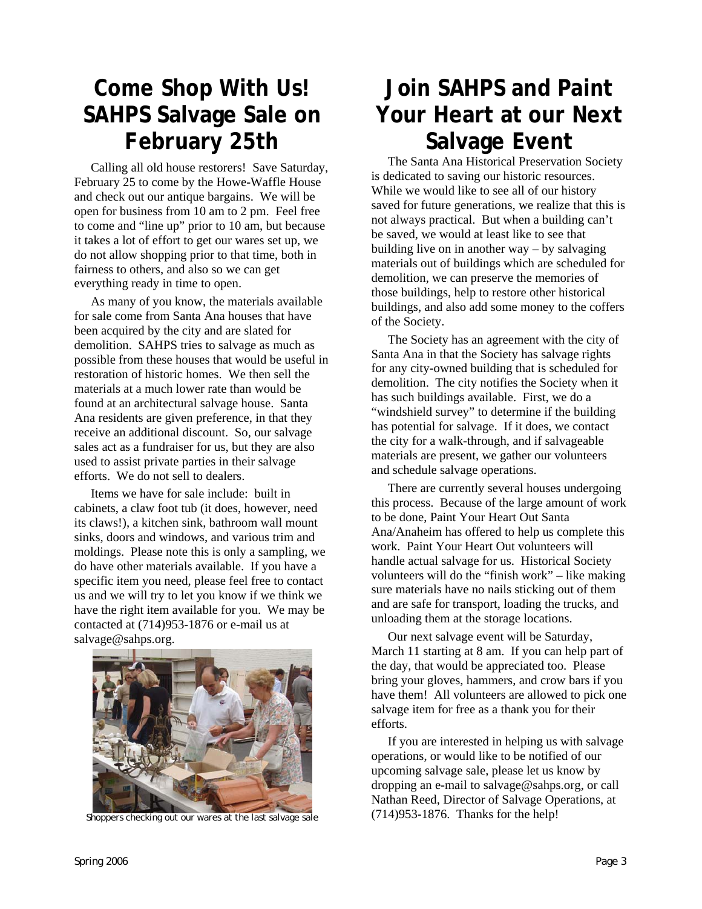# Come Shop With Us! SAHPS Salvage Sale on February 25th

Calling all old house restorers! Save Saturday, February 25 to come by the Howe-Waffle House and check out our antique bargains. We will be open for business from 10 am to 2 pm. Feel free to come and "line up" prior to 10 am, but because it takes a lot of effort to get our wares set up, we do not allow shopping prior to that time, both in fairness to others, and also so we can get everything ready in time to open.

As many of you know, the materials available for sale come from Santa Ana houses that have been acquired by the city and are slated for demolition. SAHPS tries to salvage as much as possible from these houses that would be useful in restoration of historic homes. We then sell the materials at a much lower rate than would be found at an architectural salvage house. Santa Ana residents are given preference, in that they receive an additional discount. So, our salvage sales act as a fundraiser for us, but they are also used to assist private parties in their salvage efforts. We do not sell to dealers.

Items we have for sale include: built in cabinets, a claw foot tub (it does, however, need its claws!), a kitchen sink, bathroom wall mount sinks, doors and windows, and various trim and moldings. Please note this is only a sampling, we do have other materials available. If you have a specific item you need, please feel free to contact us and we will try to let you know if we think we have the right item available for you. We may be contacted at (714)953-1876 or e-mail us at salvage@sahps.org.

Shoppers checking out our wares at the last salvage sale

# Join SAHPS and Paint Your Heart at our Next Salvage Event

The Santa Ana Historical Preservation Society is dedicated to saving our historic resources. While we would like to see all of our history saved for future generations, we realize that this is not always practical. But when a building can't be saved, we would at least like to see that building live on in another way – by salvaging materials out of buildings which are scheduled for demolition, we can preserve the memories of those buildings, help to restore other historical buildings, and also add some money to the coffers of the Society.

The Society has an agreement with the city of Santa Ana in that the Society has salvage rights for any city-owned building that is scheduled for demolition. The city notifies the Society when it has such buildings available. First, we do a "windshield survey" to determine if the building has potential for salvage. If it does, we contact the city for a walk-through, and if salvageable materials are present, we gather our volunteers and schedule salvage operations.

There are currently several houses undergoing this process. Because of the large amount of work to be done, Paint Your Heart Out Santa Ana/Anaheim has offered to help us complete this work. Paint Your Heart Out volunteers will handle actual salvage for us. Historical Society volunteers will do the "finish work" – like making sure materials have no nails sticking out of them and are safe for transport, loading the trucks, and unloading them at the storage locations.

Our next salvage event will be Saturday, March 11 starting at 8 am. If you can help part of the day, that would be appreciated too. Please bring your gloves, hammers, and crow bars if you have them! All volunteers are allowed to pick one salvage item for free as a thank you for their efforts.

If you are interested in helping us with salvage operations, or would like to be notified of our upcoming salvage sale, please let us know by dropping an e-mail to salvage@sahps.org, or call Nathan Reed, Director of Salvage Operations, at (714)953-1876. Thanks for the help!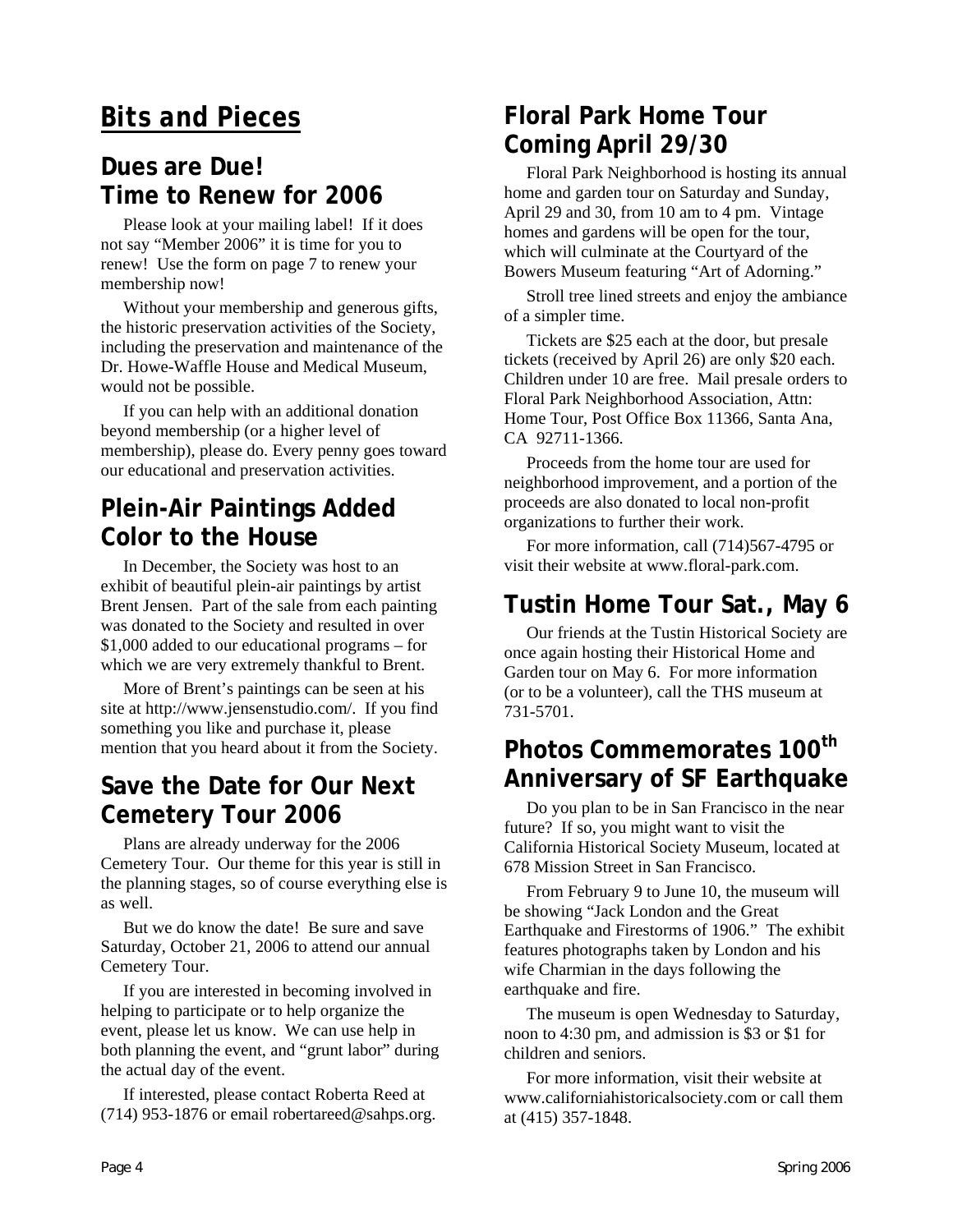# Bits and Pieces

## Dues are Due! Time to Renew for 2006

Please look at your mailing label! If it does not say "Member 2006" it is time for you to renew! Use the form on page 7 to renew your membership now!

Without your membership and generous gifts, the historic preservation activities of the Society, including the preservation and maintenance of the Dr. Howe-Waffle House and Medical Museum, would not be possible.

If you can help with an additional donation beyond membership (or a higher level of membership), please do. Every penny goes toward our educational and preservation activities.

## Plein-Air Paintings Added Color to the House

In December, the Society was host to an exhibit of beautiful plein-air paintings by artist Brent Jensen. Part of the sale from each painting was donated to the Society and resulted in over $1,000 added to our educational programs – for which we are very extremely thankful to Brent.

More of Brent's paintings can be seen at his site at http://www.jensenstudio.com/. If you find something you like and purchase it, please mention that you heard about it from the Society.

## Save the Date for Our Next Cemetery Tour 2006

Plans are already underway for the 2006 Cemetery Tour. Our theme for this year is still in the planning stages, so of course everything else is as well.

But we do know the date! Be sure and save Saturday, October 21, 2006 to attend our annual Cemetery Tour.

If you are interested in becoming involved in helping to participate or to help organize the event, please let us know. We can use help in both planning the event, and "grunt labor" during the actual day of the event.

If interested, please contact Roberta Reed at (714) 953-1876 or email robertareed@sahps.org.

## Floral Park Home Tour Coming April 29/30

Floral Park Neighborhood is hosting its annual home and garden tour on Saturday and Sunday, April 29 and 30, from 10 am to 4 pm. Vintage homes and gardens will be open for the tour, which will culminate at the Courtyard of the Bowers Museum featuring "Art of Adorning."

Stroll tree lined streets and enjoy the ambiance of a simpler time.

Tickets are $25 each at the door, but presale tickets (received by April 26) are only $20 each. Children under 10 are free. Mail presale orders to Floral Park Neighborhood Association, Attn: Home Tour, Post Office Box 11366, Santa Ana, CA 92711-1366.

Proceeds from the home tour are used for neighborhood improvement, and a portion of the proceeds are also donated to local non-profit organizations to further their work.

For more information, call (714)567-4795 or visit their website at www.floral-park.com.

## Tustin Home Tour Sat., May 6

Our friends at the Tustin Historical Society are once again hosting their Historical Home and Garden tour on May 6. For more information (or to be a volunteer), call the THS museum at 731-5701.

## Photos Commemorates 100th Anniversary of SF Earthquake

Do you plan to be in San Francisco in the near future? If so, you might want to visit the California Historical Society Museum, located at 678 Mission Street in San Francisco.

From February 9 to June 10, the museum will be showing "Jack London and the Great Earthquake and Firestorms of 1906." The exhibit features photographs taken by London and his wife Charmian in the days following the earthquake and fire.

The museum is open Wednesday to Saturday, noon to 4:30 pm, and admission is $3 or $1 for children and seniors.

For more information, visit their website at www.californiahistoricalsociety.com or call them at (415) 357-1848.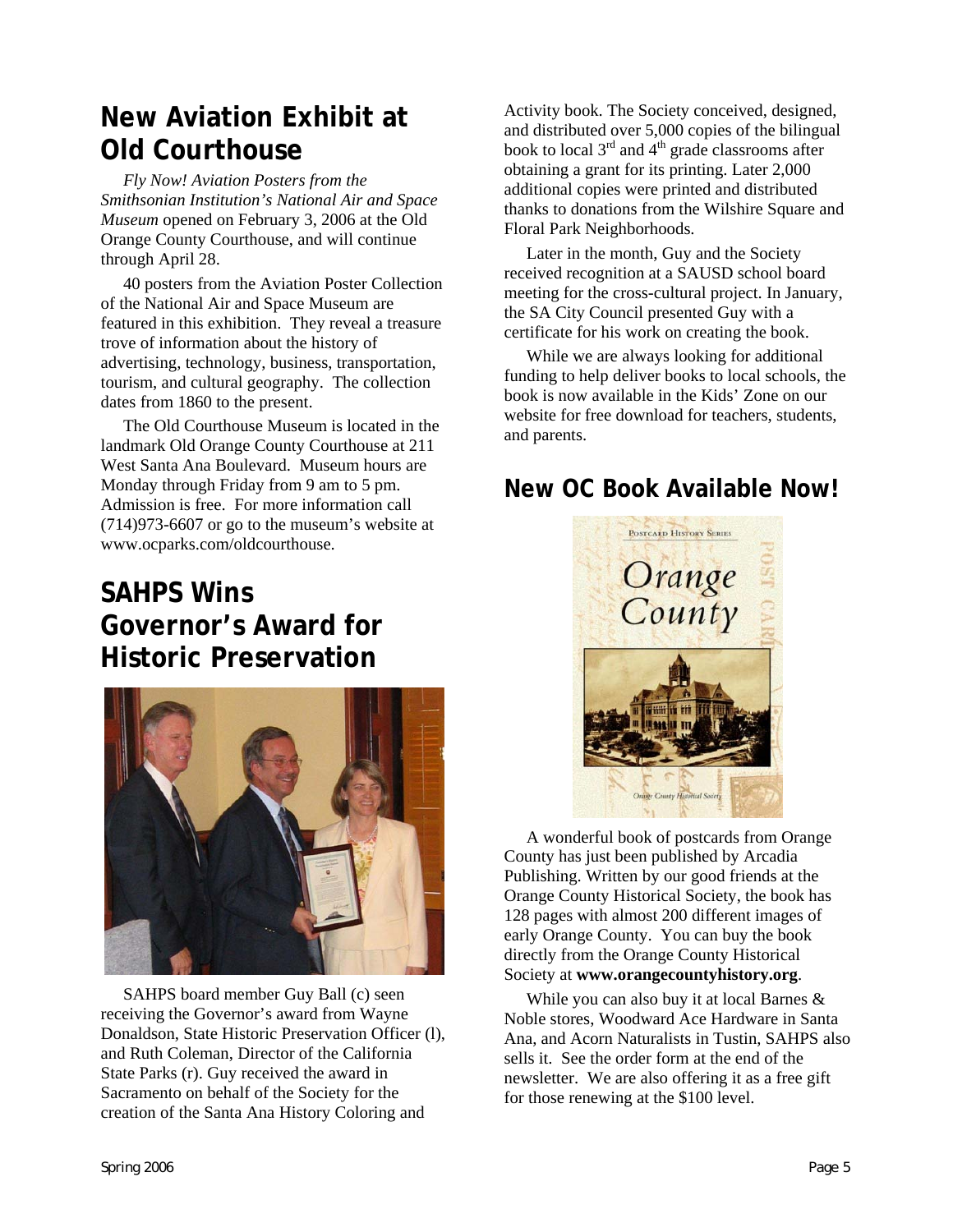## New Aviation Exhibit at Old Courthouse

*Fly Now! Aviation Posters from the Smithsonian Institution's National Air and Space Museum* opened on February 3, 2006 at the Old Orange County Courthouse, and will continue through April 28.

40 posters from the Aviation Poster Collection of the National Air and Space Museum are featured in this exhibition. They reveal a treasure trove of information about the history of advertising, technology, business, transportation, tourism, and cultural geography. The collection dates from 1860 to the present.

The Old Courthouse Museum is located in the landmark Old Orange County Courthouse at 211 West Santa Ana Boulevard. Museum hours are Monday through Friday from 9 am to 5 pm. Admission is free. For more information call (714)973-6607 or go to the museum's website at www.ocparks.com/oldcourthouse.

## SAHPS Wins Governor's Award for Historic Preservation

SAHPS board member Guy Ball (c) seen receiving the Governor's award from Wayne Donaldson, State Historic Preservation Officer (l), and Ruth Coleman, Director of the California State Parks (r). Guy received the award in Sacramento on behalf of the Society for the creation of the Santa Ana History Coloring and Activity book. The Society conceived, designed, and distributed over 5,000 copies of the bilingual book to local 3rd and 4th grade classrooms after obtaining a grant for its printing. Later 2,000 additional copies were printed and distributed thanks to donations from the Wilshire Square and Floral Park Neighborhoods.

Later in the month, Guy and the Society received recognition at a SAUSD school board meeting for the cross-cultural project. In January, the SA City Council presented Guy with a certificate for his work on creating the book.

While we are always looking for additional funding to help deliver books to local schools, the book is now available in the Kids' Zone on our website for free download for teachers, students, and parents.

## New OC Book Available Now!

A wonderful book of postcards from Orange County has just been published by Arcadia Publishing. Written by our good friends at the Orange County Historical Society, the book has 128 pages with almost 200 different images of early Orange County. You can buy the book directly from the Orange County Historical Society at **www.orangecountyhistory.org**.

While you can also buy it at local Barnes & Noble stores, Woodward Ace Hardware in Santa Ana, and Acorn Naturalists in Tustin, SAHPS also sells it. See the order form at the end of the newsletter. We are also offering it as a free gift for those renewing at the $100 level.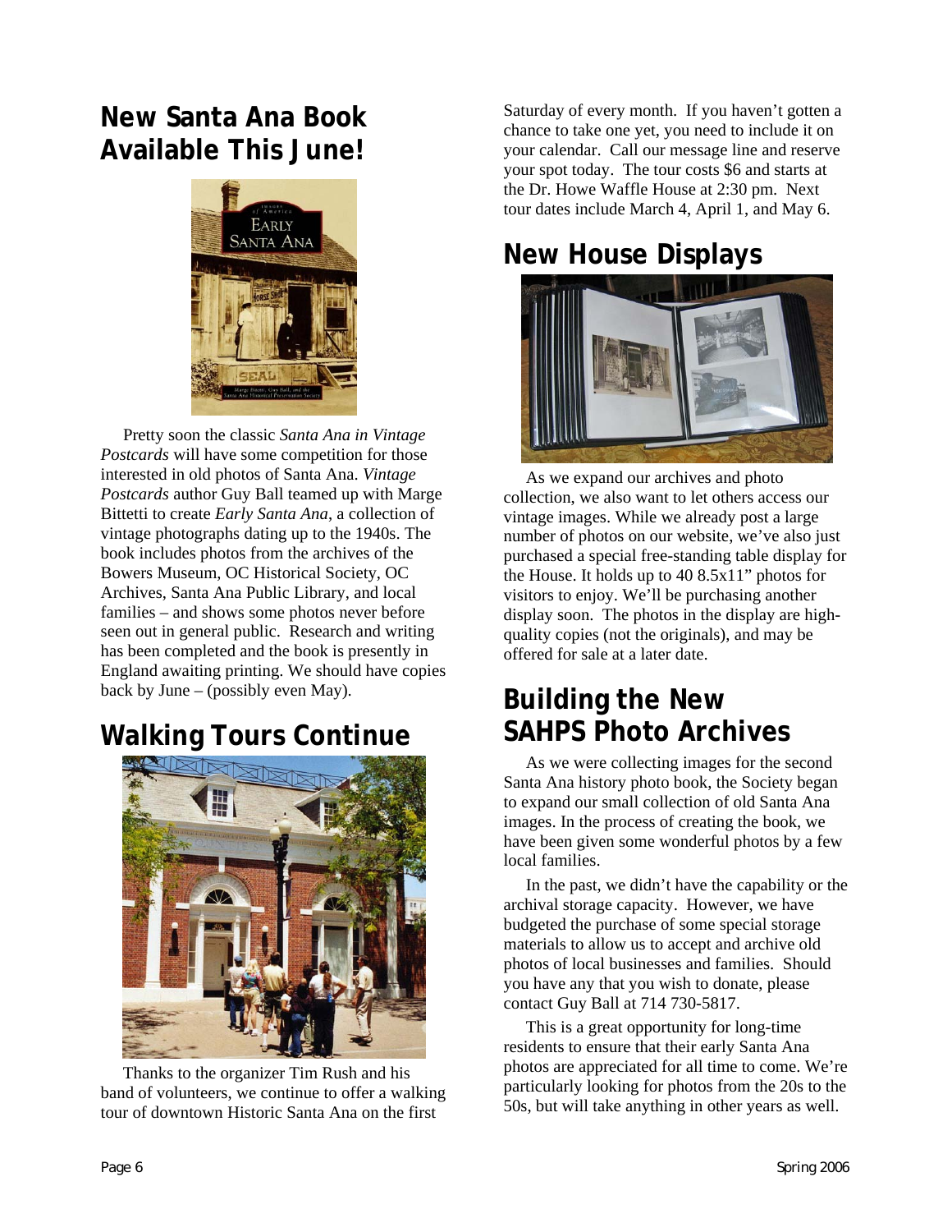## New Santa Ana Book Available This June!

Pretty soon the classic *Santa Ana in Vintage Postcards* will have some competition for those interested in old photos of Santa Ana. *Vintage Postcards* author Guy Ball teamed up with Marge Bittetti to create *Early Santa Ana*, a collection of vintage photographs dating up to the 1940s. The book includes photos from the archives of the Bowers Museum, OC Historical Society, OC Archives, Santa Ana Public Library, and local families – and shows some photos never before seen out in general public. Research and writing has been completed and the book is presently in England awaiting printing. We should have copies back by June – (possibly even May).

## Walking Tours Continue

Thanks to the organizer Tim Rush and his band of volunteers, we continue to offer a walking tour of downtown Historic Santa Ana on the first Saturday of every month. If you haven't gotten a chance to take one yet, you need to include it on your calendar. Call our message line and reserve your spot today. The tour costs $6 and starts at the Dr. Howe Waffle House at 2:30 pm. Next tour dates include March 4, April 1, and May 6.

## New House Displays

As we expand our archives and photo collection, we also want to let others access our vintage images. While we already post a large number of photos on our website, we've also just purchased a special free-standing table display for the House. It holds up to 40 8.5x11" photos for visitors to enjoy. We'll be purchasing another display soon. The photos in the display are high-quality copies (not the originals), and may be offered for sale at a later date.

## Building the New SAHPS Photo Archives

As we were collecting images for the second Santa Ana history photo book, the Society began to expand our small collection of old Santa Ana images. In the process of creating the book, we have been given some wonderful photos by a few local families.

In the past, we didn't have the capability or the archival storage capacity. However, we have budgeted the purchase of some special storage materials to allow us to accept and archive old photos of local businesses and families. Should you have any that you wish to donate, please contact Guy Ball at 714 730-5817.

This is a great opportunity for long-time residents to ensure that their early Santa Ana photos are appreciated for all time to come. We're particularly looking for photos from the 20s to the 50s, but will take anything in other years as well.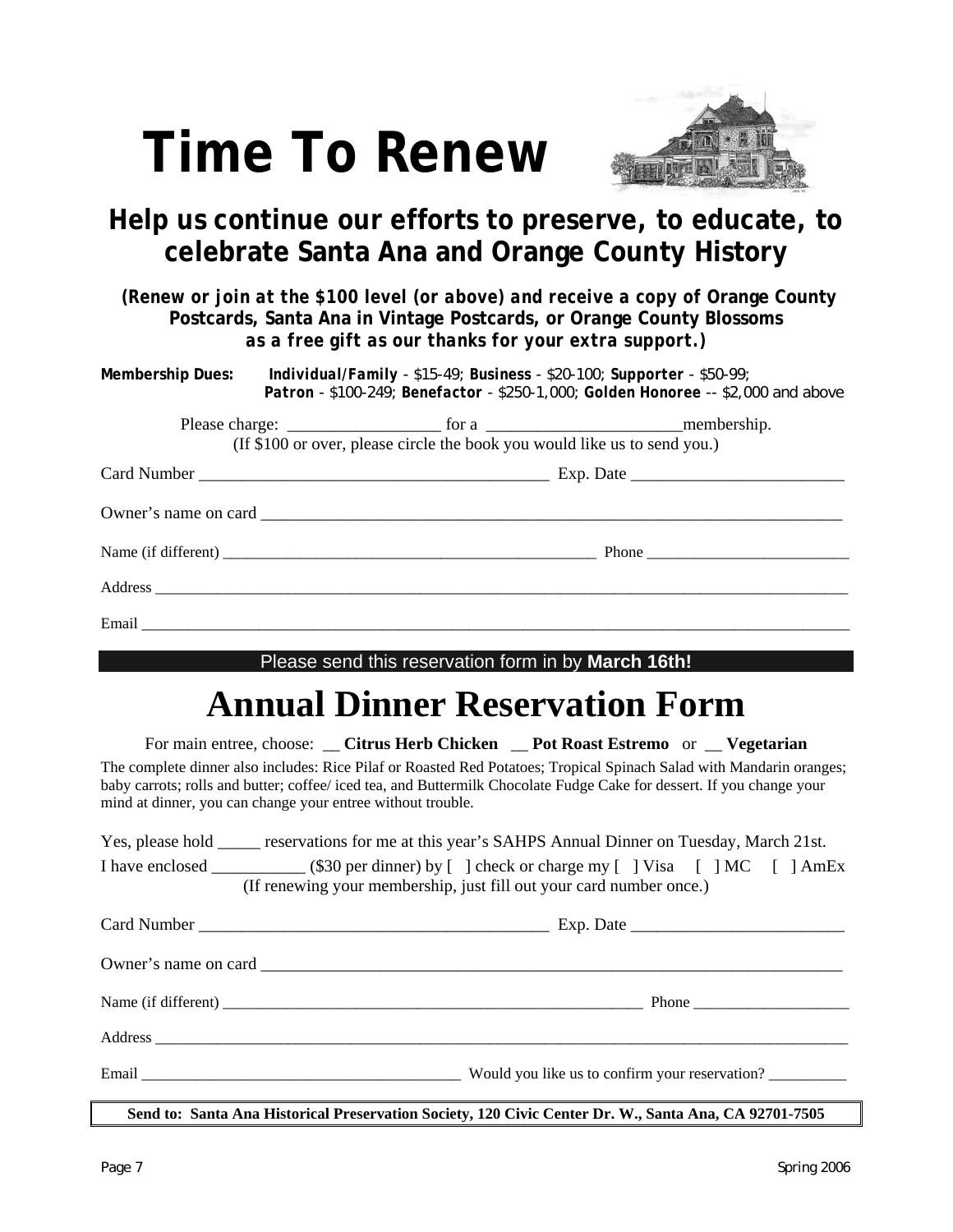# Time To Renew

## Help us continue our efforts to preserve, to educate, to celebrate Santa Ana and Orange County History

***(Renew or join at the $100 level (or above) and receive a copy of Orange County Postcards, Santa Ana in Vintage Postcards, or Orange County Blossoms as a free gift as our thanks for your extra support.)***

**Membership Dues:** ***Individual/Family*** - $15-49; **Business** - $20-100; **Supporter** - $50-99; ***Patron*** - $100-249; **Benefactor** - $250-1,000; **Golden Honoree** -- $2,000 and above

Please charge: _________________ for a ______________________membership.
(If $100 or over, please circle the book you would like us to send you.)

Card Number ________________________________________ Exp. Date ________________________

Owner's name on card ____________________________________________________________________

Name (if different) _______________________________________________ Phone _________________________

Address ____________________________________________________________________________________

Email ______________________________________________________________________________________

Please send this reservation form in by **March 16th!**

# Annual Dinner Reservation Form

For main entree, choose: __ **Citrus Herb Chicken** __ **Pot Roast Estremo** or __ **Vegetarian**

The complete dinner also includes: Rice Pilaf or Roasted Red Potatoes; Tropical Spinach Salad with Mandarin oranges; baby carrots; rolls and butter; coffee/ iced tea, and Buttermilk Chocolate Fudge Cake for dessert. If you change your mind at dinner, you can change your entree without trouble.

Yes, please hold _____ reservations for me at this year's SAHPS Annual Dinner on Tuesday, March 21st.

I have enclosed ___________ ($30 per dinner) by [ ] check or charge my [ ] Visa [ ] MC [ ] AmEx
(If renewing your membership, just fill out your card number once.)

Card Number ________________________________________ Exp. Date ________________________

Owner's name on card ____________________________________________________________________

Name (if different) ______________________________________________________ Phone ___________________

Address ____________________________________________________________________________________

Email ________________________________________ Would you like us to confirm your reservation? __________

**Send to: Santa Ana Historical Preservation Society, 120 Civic Center Dr. W., Santa Ana, CA 92701-7505**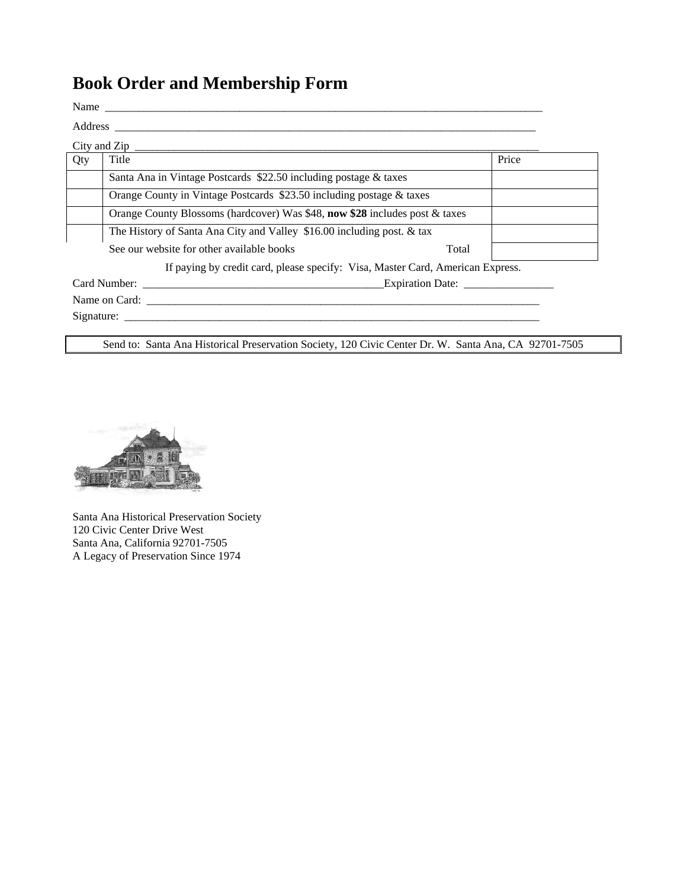# Book Order and Membership Form

Name ___________________________________________________________________________

Address ________________________________________________________________________

City and Zip ____________________________________________________________________

| Qty | Title | Price |
|---|---|---|
| | Santa Ana in Vintage Postcards $22.50 including postage & taxes | |
| | Orange County in Vintage Postcards $23.50 including postage & taxes | |
| | Orange County Blossoms (hardcover) Was $48, **now $28** includes post & taxes | |
| | The History of Santa Ana City and Valley $16.00 including post. & tax | |
| | See our website for other available books Total | |

If paying by credit card, please specify: Visa, Master Card, American Express.

Card Number: ____________________________________________Expiration Date: ________________

Name on Card: ___________________________________________________________________________

Signature: ______________________________________________________________________________

Send to: Santa Ana Historical Preservation Society, 120 Civic Center Dr. W. Santa Ana, CA 92701-7505

Santa Ana Historical Preservation Society
120 Civic Center Drive West
Santa Ana, California 92701-7505
A Legacy of Preservation Since 1974